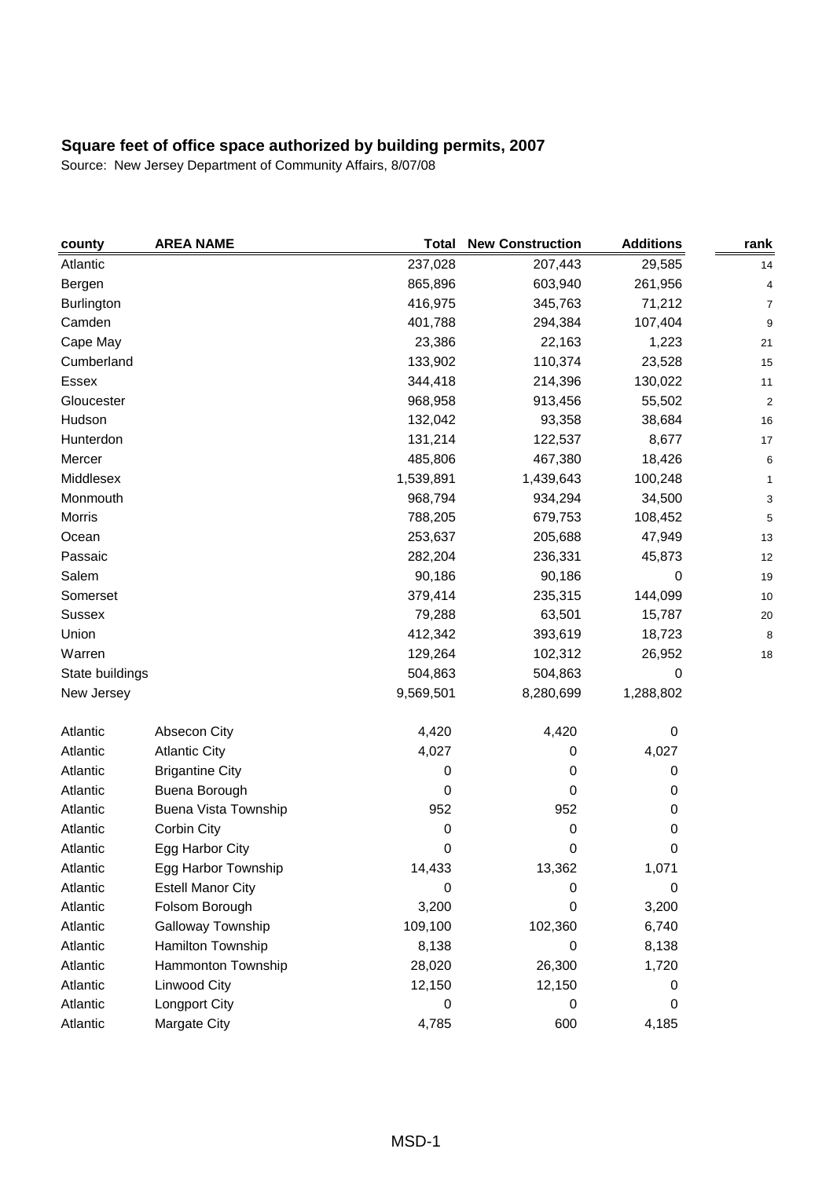**Square feet of office space authorized by building permits, 2007**

Source: New Jersey Department of Community Affairs, 8/07/08

| county | AREA NAME | Total | New Construction | Additions | rank |
|---|---|---|---|---|---|
| Atlantic | | 237,028 | 207,443 | 29,585 | 14 |
| Bergen | | 865,896 | 603,940 | 261,956 | 4 |
| Burlington | | 416,975 | 345,763 | 71,212 | 7 |
| Camden | | 401,788 | 294,384 | 107,404 | 9 |
| Cape May | | 23,386 | 22,163 | 1,223 | 21 |
| Cumberland | | 133,902 | 110,374 | 23,528 | 15 |
| Essex | | 344,418 | 214,396 | 130,022 | 11 |
| Gloucester | | 968,958 | 913,456 | 55,502 | 2 |
| Hudson | | 132,042 | 93,358 | 38,684 | 16 |
| Hunterdon | | 131,214 | 122,537 | 8,677 | 17 |
| Mercer | | 485,806 | 467,380 | 18,426 | 6 |
| Middlesex | | 1,539,891 | 1,439,643 | 100,248 | 1 |
| Monmouth | | 968,794 | 934,294 | 34,500 | 3 |
| Morris | | 788,205 | 679,753 | 108,452 | 5 |
| Ocean | | 253,637 | 205,688 | 47,949 | 13 |
| Passaic | | 282,204 | 236,331 | 45,873 | 12 |
| Salem | | 90,186 | 90,186 | 0 | 19 |
| Somerset | | 379,414 | 235,315 | 144,099 | 10 |
| Sussex | | 79,288 | 63,501 | 15,787 | 20 |
| Union | | 412,342 | 393,619 | 18,723 | 8 |
| Warren | | 129,264 | 102,312 | 26,952 | 18 |
| State buildings | | 504,863 | 504,863 | 0 | |
| New Jersey | | 9,569,501 | 8,280,699 | 1,288,802 | |
| | | | | | |
| Atlantic | Absecon City | 4,420 | 4,420 | 0 | |
| Atlantic | Atlantic City | 4,027 | 0 | 4,027 | |
| Atlantic | Brigantine City | 0 | 0 | 0 | |
| Atlantic | Buena Borough | 0 | 0 | 0 | |
| Atlantic | Buena Vista Township | 952 | 952 | 0 | |
| Atlantic | Corbin City | 0 | 0 | 0 | |
| Atlantic | Egg Harbor City | 0 | 0 | 0 | |
| Atlantic | Egg Harbor Township | 14,433 | 13,362 | 1,071 | |
| Atlantic | Estell Manor City | 0 | 0 | 0 | |
| Atlantic | Folsom Borough | 3,200 | 0 | 3,200 | |
| Atlantic | Galloway Township | 109,100 | 102,360 | 6,740 | |
| Atlantic | Hamilton Township | 8,138 | 0 | 8,138 | |
| Atlantic | Hammonton Township | 28,020 | 26,300 | 1,720 | |
| Atlantic | Linwood City | 12,150 | 12,150 | 0 | |
| Atlantic | Longport City | 0 | 0 | 0 | |
| Atlantic | Margate City | 4,785 | 600 | 4,185 | |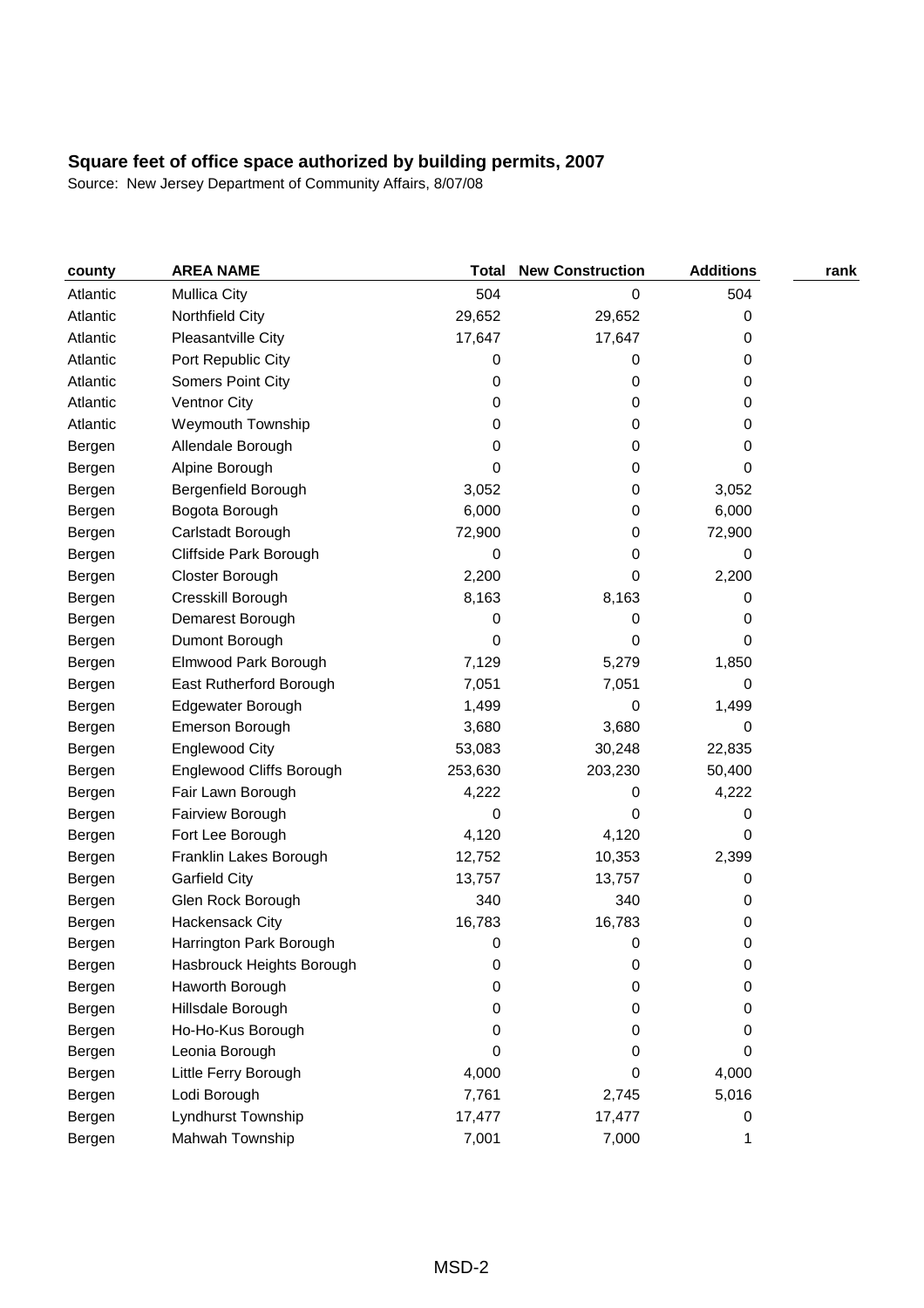**Square feet of office space authorized by building permits, 2007**

Source: New Jersey Department of Community Affairs, 8/07/08

| county | AREA NAME | Total | New Construction | Additions | rank |
|---|---|---|---|---|---|
| Atlantic | Mullica City | 504 | 0 | 504 | |
| Atlantic | Northfield City | 29,652 | 29,652 | 0 | |
| Atlantic | Pleasantville City | 17,647 | 17,647 | 0 | |
| Atlantic | Port Republic City | 0 | 0 | 0 | |
| Atlantic | Somers Point City | 0 | 0 | 0 | |
| Atlantic | Ventnor City | 0 | 0 | 0 | |
| Atlantic | Weymouth Township | 0 | 0 | 0 | |
| Bergen | Allendale Borough | 0 | 0 | 0 | |
| Bergen | Alpine Borough | 0 | 0 | 0 | |
| Bergen | Bergenfield Borough | 3,052 | 0 | 3,052 | |
| Bergen | Bogota Borough | 6,000 | 0 | 6,000 | |
| Bergen | Carlstadt Borough | 72,900 | 0 | 72,900 | |
| Bergen | Cliffside Park Borough | 0 | 0 | 0 | |
| Bergen | Closter Borough | 2,200 | 0 | 2,200 | |
| Bergen | Cresskill Borough | 8,163 | 8,163 | 0 | |
| Bergen | Demarest Borough | 0 | 0 | 0 | |
| Bergen | Dumont Borough | 0 | 0 | 0 | |
| Bergen | Elmwood Park Borough | 7,129 | 5,279 | 1,850 | |
| Bergen | East Rutherford Borough | 7,051 | 7,051 | 0 | |
| Bergen | Edgewater Borough | 1,499 | 0 | 1,499 | |
| Bergen | Emerson Borough | 3,680 | 3,680 | 0 | |
| Bergen | Englewood City | 53,083 | 30,248 | 22,835 | |
| Bergen | Englewood Cliffs Borough | 253,630 | 203,230 | 50,400 | |
| Bergen | Fair Lawn Borough | 4,222 | 0 | 4,222 | |
| Bergen | Fairview Borough | 0 | 0 | 0 | |
| Bergen | Fort Lee Borough | 4,120 | 4,120 | 0 | |
| Bergen | Franklin Lakes Borough | 12,752 | 10,353 | 2,399 | |
| Bergen | Garfield City | 13,757 | 13,757 | 0 | |
| Bergen | Glen Rock Borough | 340 | 340 | 0 | |
| Bergen | Hackensack City | 16,783 | 16,783 | 0 | |
| Bergen | Harrington Park Borough | 0 | 0 | 0 | |
| Bergen | Hasbrouck Heights Borough | 0 | 0 | 0 | |
| Bergen | Haworth Borough | 0 | 0 | 0 | |
| Bergen | Hillsdale Borough | 0 | 0 | 0 | |
| Bergen | Ho-Ho-Kus Borough | 0 | 0 | 0 | |
| Bergen | Leonia Borough | 0 | 0 | 0 | |
| Bergen | Little Ferry Borough | 4,000 | 0 | 4,000 | |
| Bergen | Lodi Borough | 7,761 | 2,745 | 5,016 | |
| Bergen | Lyndhurst Township | 17,477 | 17,477 | 0 | |
| Bergen | Mahwah Township | 7,001 | 7,000 | 1 | |

MSD-2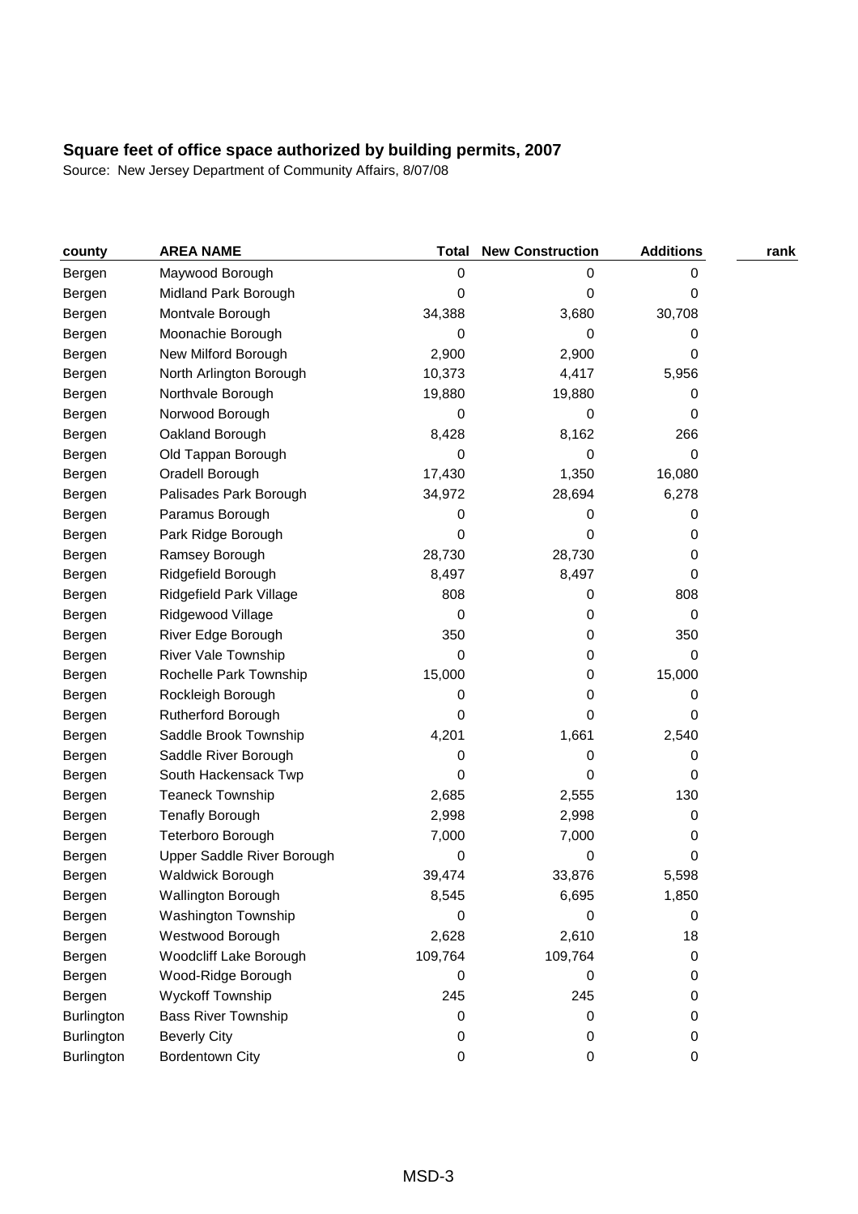**Square feet of office space authorized by building permits, 2007**

Source: New Jersey Department of Community Affairs, 8/07/08

| county | AREA NAME | Total | New Construction | Additions | rank |
|---|---|---|---|---|---|
| Bergen | Maywood Borough | 0 | 0 | 0 | |
| Bergen | Midland Park Borough | 0 | 0 | 0 | |
| Bergen | Montvale Borough | 34,388 | 3,680 | 30,708 | |
| Bergen | Moonachie Borough | 0 | 0 | 0 | |
| Bergen | New Milford Borough | 2,900 | 2,900 | 0 | |
| Bergen | North Arlington Borough | 10,373 | 4,417 | 5,956 | |
| Bergen | Northvale Borough | 19,880 | 19,880 | 0 | |
| Bergen | Norwood Borough | 0 | 0 | 0 | |
| Bergen | Oakland Borough | 8,428 | 8,162 | 266 | |
| Bergen | Old Tappan Borough | 0 | 0 | 0 | |
| Bergen | Oradell Borough | 17,430 | 1,350 | 16,080 | |
| Bergen | Palisades Park Borough | 34,972 | 28,694 | 6,278 | |
| Bergen | Paramus Borough | 0 | 0 | 0 | |
| Bergen | Park Ridge Borough | 0 | 0 | 0 | |
| Bergen | Ramsey Borough | 28,730 | 28,730 | 0 | |
| Bergen | Ridgefield Borough | 8,497 | 8,497 | 0 | |
| Bergen | Ridgefield Park Village | 808 | 0 | 808 | |
| Bergen | Ridgewood Village | 0 | 0 | 0 | |
| Bergen | River Edge Borough | 350 | 0 | 350 | |
| Bergen | River Vale Township | 0 | 0 | 0 | |
| Bergen | Rochelle Park Township | 15,000 | 0 | 15,000 | |
| Bergen | Rockleigh Borough | 0 | 0 | 0 | |
| Bergen | Rutherford Borough | 0 | 0 | 0 | |
| Bergen | Saddle Brook Township | 4,201 | 1,661 | 2,540 | |
| Bergen | Saddle River Borough | 0 | 0 | 0 | |
| Bergen | South Hackensack Twp | 0 | 0 | 0 | |
| Bergen | Teaneck Township | 2,685 | 2,555 | 130 | |
| Bergen | Tenafly Borough | 2,998 | 2,998 | 0 | |
| Bergen | Teterboro Borough | 7,000 | 7,000 | 0 | |
| Bergen | Upper Saddle River Borough | 0 | 0 | 0 | |
| Bergen | Waldwick Borough | 39,474 | 33,876 | 5,598 | |
| Bergen | Wallington Borough | 8,545 | 6,695 | 1,850 | |
| Bergen | Washington Township | 0 | 0 | 0 | |
| Bergen | Westwood Borough | 2,628 | 2,610 | 18 | |
| Bergen | Woodcliff Lake Borough | 109,764 | 109,764 | 0 | |
| Bergen | Wood-Ridge Borough | 0 | 0 | 0 | |
| Bergen | Wyckoff Township | 245 | 245 | 0 | |
| Burlington | Bass River Township | 0 | 0 | 0 | |
| Burlington | Beverly City | 0 | 0 | 0 | |
| Burlington | Bordentown City | 0 | 0 | 0 | |

MSD-3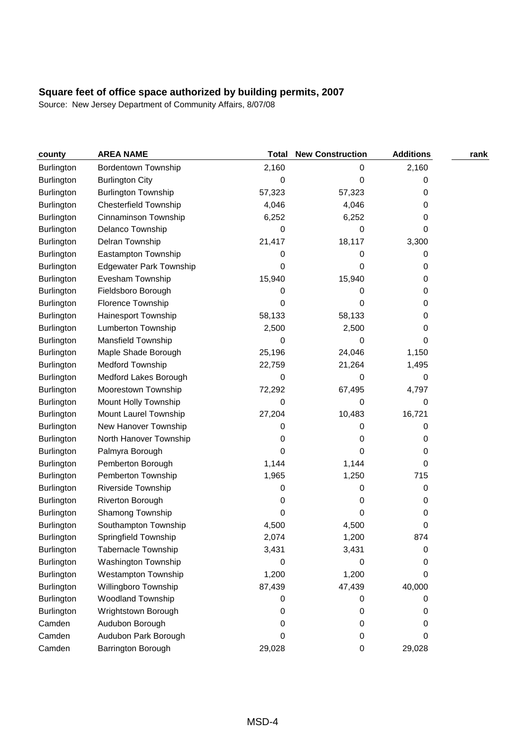**Square feet of office space authorized by building permits, 2007**

Source: New Jersey Department of Community Affairs, 8/07/08

| county | AREA NAME | Total | New Construction | Additions | rank |
|---|---|---|---|---|---|
| Burlington | Bordentown Township | 2,160 | 0 | 2,160 | |
| Burlington | Burlington City | 0 | 0 | 0 | |
| Burlington | Burlington Township | 57,323 | 57,323 | 0 | |
| Burlington | Chesterfield Township | 4,046 | 4,046 | 0 | |
| Burlington | Cinnaminson Township | 6,252 | 6,252 | 0 | |
| Burlington | Delanco Township | 0 | 0 | 0 | |
| Burlington | Delran Township | 21,417 | 18,117 | 3,300 | |
| Burlington | Eastampton Township | 0 | 0 | 0 | |
| Burlington | Edgewater Park Township | 0 | 0 | 0 | |
| Burlington | Evesham Township | 15,940 | 15,940 | 0 | |
| Burlington | Fieldsboro Borough | 0 | 0 | 0 | |
| Burlington | Florence Township | 0 | 0 | 0 | |
| Burlington | Hainesport Township | 58,133 | 58,133 | 0 | |
| Burlington | Lumberton Township | 2,500 | 2,500 | 0 | |
| Burlington | Mansfield Township | 0 | 0 | 0 | |
| Burlington | Maple Shade Borough | 25,196 | 24,046 | 1,150 | |
| Burlington | Medford Township | 22,759 | 21,264 | 1,495 | |
| Burlington | Medford Lakes Borough | 0 | 0 | 0 | |
| Burlington | Moorestown Township | 72,292 | 67,495 | 4,797 | |
| Burlington | Mount Holly Township | 0 | 0 | 0 | |
| Burlington | Mount Laurel Township | 27,204 | 10,483 | 16,721 | |
| Burlington | New Hanover Township | 0 | 0 | 0 | |
| Burlington | North Hanover Township | 0 | 0 | 0 | |
| Burlington | Palmyra Borough | 0 | 0 | 0 | |
| Burlington | Pemberton Borough | 1,144 | 1,144 | 0 | |
| Burlington | Pemberton Township | 1,965 | 1,250 | 715 | |
| Burlington | Riverside Township | 0 | 0 | 0 | |
| Burlington | Riverton Borough | 0 | 0 | 0 | |
| Burlington | Shamong Township | 0 | 0 | 0 | |
| Burlington | Southampton Township | 4,500 | 4,500 | 0 | |
| Burlington | Springfield Township | 2,074 | 1,200 | 874 | |
| Burlington | Tabernacle Township | 3,431 | 3,431 | 0 | |
| Burlington | Washington Township | 0 | 0 | 0 | |
| Burlington | Westampton Township | 1,200 | 1,200 | 0 | |
| Burlington | Willingboro Township | 87,439 | 47,439 | 40,000 | |
| Burlington | Woodland Township | 0 | 0 | 0 | |
| Burlington | Wrightstown Borough | 0 | 0 | 0 | |
| Camden | Audubon Borough | 0 | 0 | 0 | |
| Camden | Audubon Park Borough | 0 | 0 | 0 | |
| Camden | Barrington Borough | 29,028 | 0 | 29,028 | |

MSD-4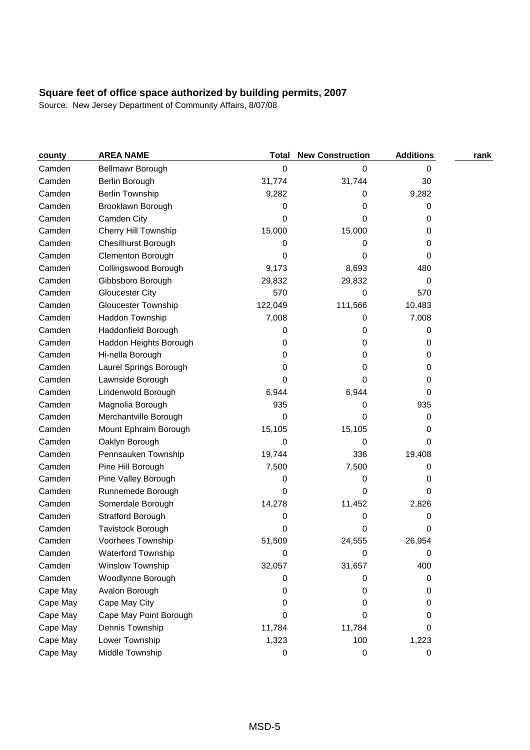**Square feet of office space authorized by building permits, 2007**

Source: New Jersey Department of Community Affairs, 8/07/08

| county | AREA NAME | Total | New Construction | Additions | rank |
|---|---|---|---|---|---|
| Camden | Bellmawr Borough | 0 | 0 | 0 | |
| Camden | Berlin Borough | 31,774 | 31,744 | 30 | |
| Camden | Berlin Township | 9,282 | 0 | 9,282 | |
| Camden | Brooklawn Borough | 0 | 0 | 0 | |
| Camden | Camden City | 0 | 0 | 0 | |
| Camden | Cherry Hill Township | 15,000 | 15,000 | 0 | |
| Camden | Chesilhurst Borough | 0 | 0 | 0 | |
| Camden | Clementon Borough | 0 | 0 | 0 | |
| Camden | Collingswood Borough | 9,173 | 8,693 | 480 | |
| Camden | Gibbsboro Borough | 29,832 | 29,832 | 0 | |
| Camden | Gloucester City | 570 | 0 | 570 | |
| Camden | Gloucester Township | 122,049 | 111,566 | 10,483 | |
| Camden | Haddon Township | 7,008 | 0 | 7,008 | |
| Camden | Haddonfield Borough | 0 | 0 | 0 | |
| Camden | Haddon Heights Borough | 0 | 0 | 0 | |
| Camden | Hi-nella Borough | 0 | 0 | 0 | |
| Camden | Laurel Springs Borough | 0 | 0 | 0 | |
| Camden | Lawnside Borough | 0 | 0 | 0 | |
| Camden | Lindenwold Borough | 6,944 | 6,944 | 0 | |
| Camden | Magnolia Borough | 935 | 0 | 935 | |
| Camden | Merchantville Borough | 0 | 0 | 0 | |
| Camden | Mount Ephraim Borough | 15,105 | 15,105 | 0 | |
| Camden | Oaklyn Borough | 0 | 0 | 0 | |
| Camden | Pennsauken Township | 19,744 | 336 | 19,408 | |
| Camden | Pine Hill Borough | 7,500 | 7,500 | 0 | |
| Camden | Pine Valley Borough | 0 | 0 | 0 | |
| Camden | Runnemede Borough | 0 | 0 | 0 | |
| Camden | Somerdale Borough | 14,278 | 11,452 | 2,826 | |
| Camden | Stratford Borough | 0 | 0 | 0 | |
| Camden | Tavistock Borough | 0 | 0 | 0 | |
| Camden | Voorhees Township | 51,509 | 24,555 | 26,954 | |
| Camden | Waterford Township | 0 | 0 | 0 | |
| Camden | Winslow Township | 32,057 | 31,657 | 400 | |
| Camden | Woodlynne Borough | 0 | 0 | 0 | |
| Cape May | Avalon Borough | 0 | 0 | 0 | |
| Cape May | Cape May City | 0 | 0 | 0 | |
| Cape May | Cape May Point Borough | 0 | 0 | 0 | |
| Cape May | Dennis Township | 11,784 | 11,784 | 0 | |
| Cape May | Lower Township | 1,323 | 100 | 1,223 | |
| Cape May | Middle Township | 0 | 0 | 0 | |

MSD-5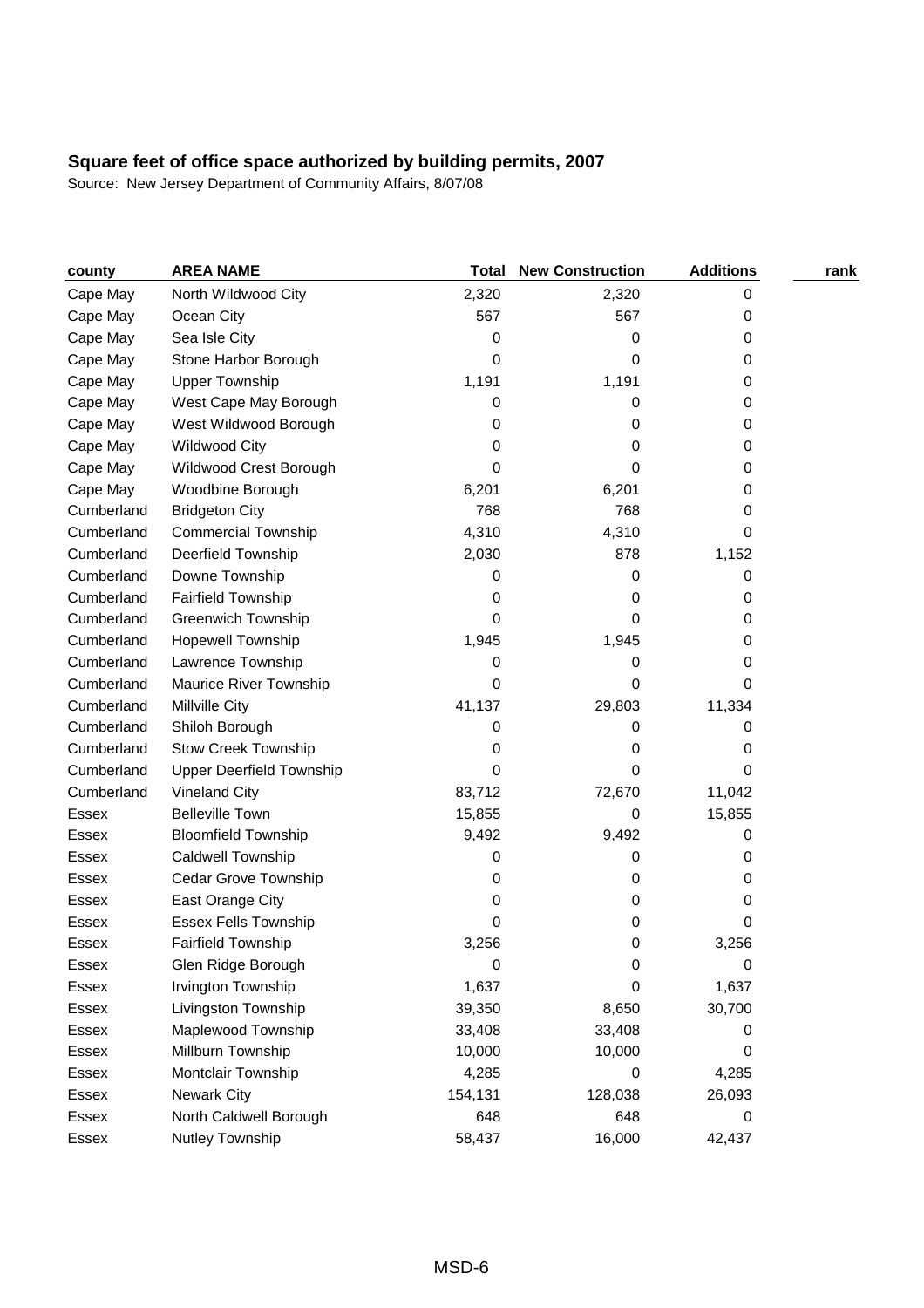**Square feet of office space authorized by building permits, 2007**

Source: New Jersey Department of Community Affairs, 8/07/08

| county | AREA NAME | Total | New Construction | Additions | rank |
|---|---|---|---|---|---|
| Cape May | North Wildwood City | 2,320 | 2,320 | 0 | |
| Cape May | Ocean City | 567 | 567 | 0 | |
| Cape May | Sea Isle City | 0 | 0 | 0 | |
| Cape May | Stone Harbor Borough | 0 | 0 | 0 | |
| Cape May | Upper Township | 1,191 | 1,191 | 0 | |
| Cape May | West Cape May Borough | 0 | 0 | 0 | |
| Cape May | West Wildwood Borough | 0 | 0 | 0 | |
| Cape May | Wildwood City | 0 | 0 | 0 | |
| Cape May | Wildwood Crest Borough | 0 | 0 | 0 | |
| Cape May | Woodbine Borough | 6,201 | 6,201 | 0 | |
| Cumberland | Bridgeton City | 768 | 768 | 0 | |
| Cumberland | Commercial Township | 4,310 | 4,310 | 0 | |
| Cumberland | Deerfield Township | 2,030 | 878 | 1,152 | |
| Cumberland | Downe Township | 0 | 0 | 0 | |
| Cumberland | Fairfield Township | 0 | 0 | 0 | |
| Cumberland | Greenwich Township | 0 | 0 | 0 | |
| Cumberland | Hopewell Township | 1,945 | 1,945 | 0 | |
| Cumberland | Lawrence Township | 0 | 0 | 0 | |
| Cumberland | Maurice River Township | 0 | 0 | 0 | |
| Cumberland | Millville City | 41,137 | 29,803 | 11,334 | |
| Cumberland | Shiloh Borough | 0 | 0 | 0 | |
| Cumberland | Stow Creek Township | 0 | 0 | 0 | |
| Cumberland | Upper Deerfield Township | 0 | 0 | 0 | |
| Cumberland | Vineland City | 83,712 | 72,670 | 11,042 | |
| Essex | Belleville Town | 15,855 | 0 | 15,855 | |
| Essex | Bloomfield Township | 9,492 | 9,492 | 0 | |
| Essex | Caldwell Township | 0 | 0 | 0 | |
| Essex | Cedar Grove Township | 0 | 0 | 0 | |
| Essex | East Orange City | 0 | 0 | 0 | |
| Essex | Essex Fells Township | 0 | 0 | 0 | |
| Essex | Fairfield Township | 3,256 | 0 | 3,256 | |
| Essex | Glen Ridge Borough | 0 | 0 | 0 | |
| Essex | Irvington Township | 1,637 | 0 | 1,637 | |
| Essex | Livingston Township | 39,350 | 8,650 | 30,700 | |
| Essex | Maplewood Township | 33,408 | 33,408 | 0 | |
| Essex | Millburn Township | 10,000 | 10,000 | 0 | |
| Essex | Montclair Township | 4,285 | 0 | 4,285 | |
| Essex | Newark City | 154,131 | 128,038 | 26,093 | |
| Essex | North Caldwell Borough | 648 | 648 | 0 | |
| Essex | Nutley Township | 58,437 | 16,000 | 42,437 | |

MSD-6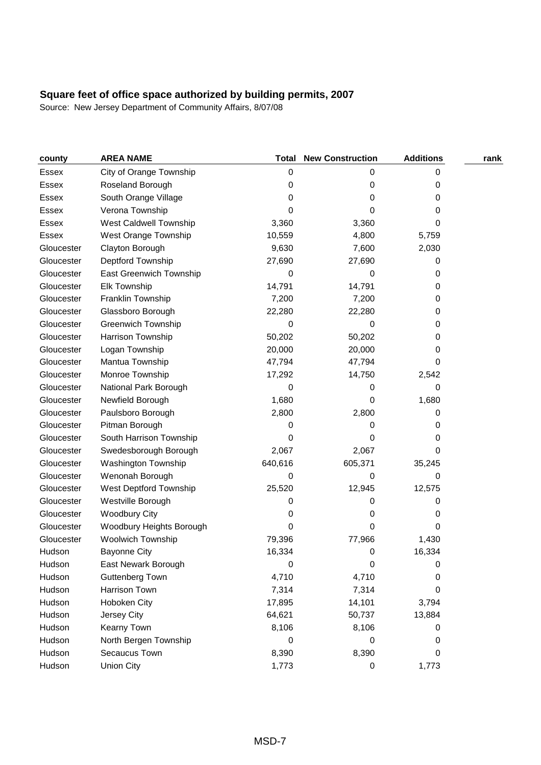**Square feet of office space authorized by building permits, 2007**

Source: New Jersey Department of Community Affairs, 8/07/08

| county | AREA NAME | Total | New Construction | Additions | rank |
|---|---|---|---|---|---|
| Essex | City of Orange Township | 0 | 0 | 0 | |
| Essex | Roseland Borough | 0 | 0 | 0 | |
| Essex | South Orange Village | 0 | 0 | 0 | |
| Essex | Verona Township | 0 | 0 | 0 | |
| Essex | West Caldwell Township | 3,360 | 3,360 | 0 | |
| Essex | West Orange Township | 10,559 | 4,800 | 5,759 | |
| Gloucester | Clayton Borough | 9,630 | 7,600 | 2,030 | |
| Gloucester | Deptford Township | 27,690 | 27,690 | 0 | |
| Gloucester | East Greenwich Township | 0 | 0 | 0 | |
| Gloucester | Elk Township | 14,791 | 14,791 | 0 | |
| Gloucester | Franklin Township | 7,200 | 7,200 | 0 | |
| Gloucester | Glassboro Borough | 22,280 | 22,280 | 0 | |
| Gloucester | Greenwich Township | 0 | 0 | 0 | |
| Gloucester | Harrison Township | 50,202 | 50,202 | 0 | |
| Gloucester | Logan Township | 20,000 | 20,000 | 0 | |
| Gloucester | Mantua Township | 47,794 | 47,794 | 0 | |
| Gloucester | Monroe Township | 17,292 | 14,750 | 2,542 | |
| Gloucester | National Park Borough | 0 | 0 | 0 | |
| Gloucester | Newfield Borough | 1,680 | 0 | 1,680 | |
| Gloucester | Paulsboro Borough | 2,800 | 2,800 | 0 | |
| Gloucester | Pitman Borough | 0 | 0 | 0 | |
| Gloucester | South Harrison Township | 0 | 0 | 0 | |
| Gloucester | Swedesborough Borough | 2,067 | 2,067 | 0 | |
| Gloucester | Washington Township | 640,616 | 605,371 | 35,245 | |
| Gloucester | Wenonah Borough | 0 | 0 | 0 | |
| Gloucester | West Deptford Township | 25,520 | 12,945 | 12,575 | |
| Gloucester | Westville Borough | 0 | 0 | 0 | |
| Gloucester | Woodbury City | 0 | 0 | 0 | |
| Gloucester | Woodbury Heights Borough | 0 | 0 | 0 | |
| Gloucester | Woolwich Township | 79,396 | 77,966 | 1,430 | |
| Hudson | Bayonne City | 16,334 | 0 | 16,334 | |
| Hudson | East Newark Borough | 0 | 0 | 0 | |
| Hudson | Guttenberg Town | 4,710 | 4,710 | 0 | |
| Hudson | Harrison Town | 7,314 | 7,314 | 0 | |
| Hudson | Hoboken City | 17,895 | 14,101 | 3,794 | |
| Hudson | Jersey City | 64,621 | 50,737 | 13,884 | |
| Hudson | Kearny Town | 8,106 | 8,106 | 0 | |
| Hudson | North Bergen Township | 0 | 0 | 0 | |
| Hudson | Secaucus Town | 8,390 | 8,390 | 0 | |
| Hudson | Union City | 1,773 | 0 | 1,773 | |

MSD-7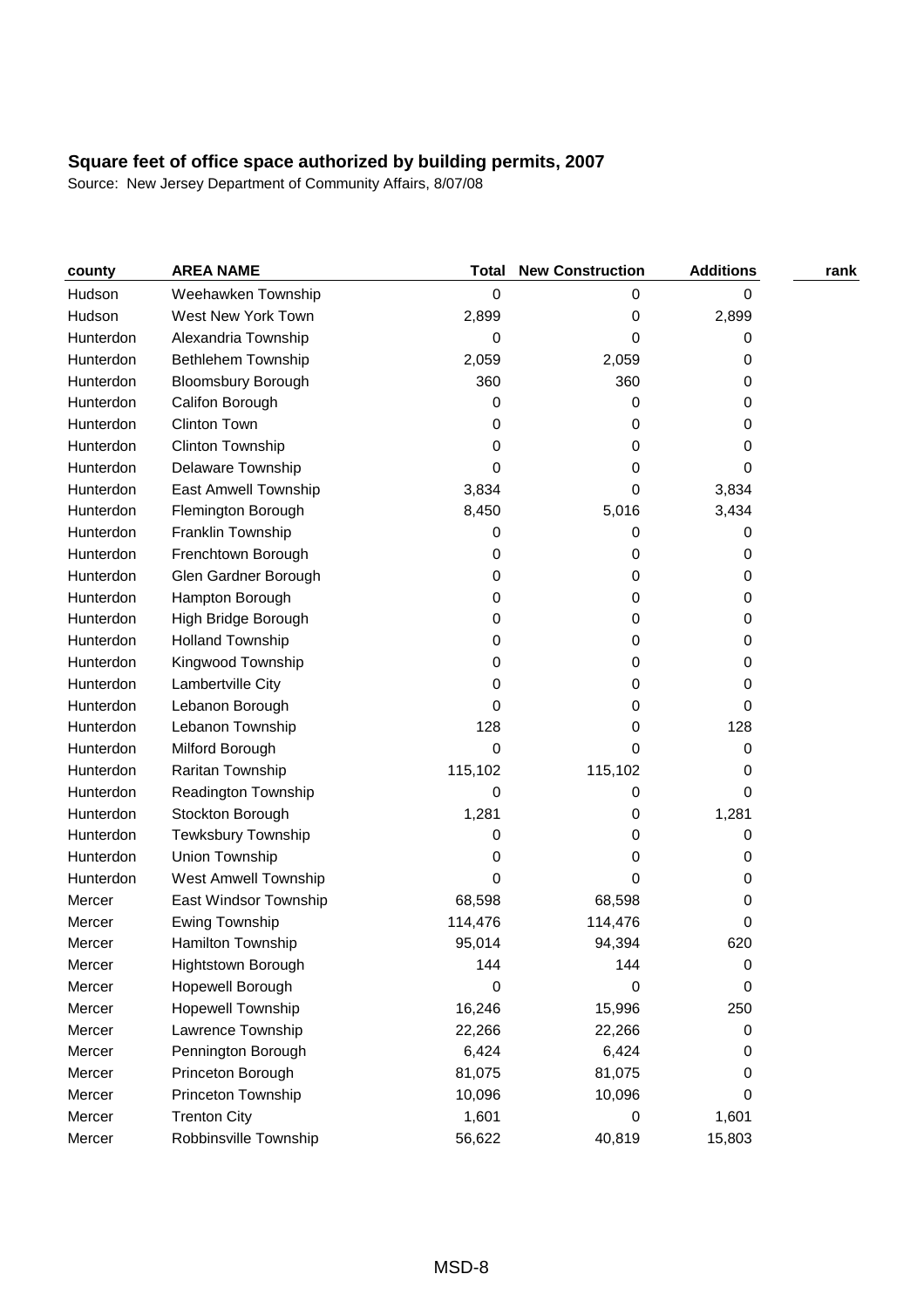**Square feet of office space authorized by building permits, 2007**

Source: New Jersey Department of Community Affairs, 8/07/08

| county | AREA NAME | Total | New Construction | Additions | rank |
|---|---|---|---|---|---|
| Hudson | Weehawken Township | 0 | 0 | 0 | |
| Hudson | West New York Town | 2,899 | 0 | 2,899 | |
| Hunterdon | Alexandria Township | 0 | 0 | 0 | |
| Hunterdon | Bethlehem Township | 2,059 | 2,059 | 0 | |
| Hunterdon | Bloomsbury Borough | 360 | 360 | 0 | |
| Hunterdon | Califon Borough | 0 | 0 | 0 | |
| Hunterdon | Clinton Town | 0 | 0 | 0 | |
| Hunterdon | Clinton Township | 0 | 0 | 0 | |
| Hunterdon | Delaware Township | 0 | 0 | 0 | |
| Hunterdon | East Amwell Township | 3,834 | 0 | 3,834 | |
| Hunterdon | Flemington Borough | 8,450 | 5,016 | 3,434 | |
| Hunterdon | Franklin Township | 0 | 0 | 0 | |
| Hunterdon | Frenchtown Borough | 0 | 0 | 0 | |
| Hunterdon | Glen Gardner Borough | 0 | 0 | 0 | |
| Hunterdon | Hampton Borough | 0 | 0 | 0 | |
| Hunterdon | High Bridge Borough | 0 | 0 | 0 | |
| Hunterdon | Holland Township | 0 | 0 | 0 | |
| Hunterdon | Kingwood Township | 0 | 0 | 0 | |
| Hunterdon | Lambertville City | 0 | 0 | 0 | |
| Hunterdon | Lebanon Borough | 0 | 0 | 0 | |
| Hunterdon | Lebanon Township | 128 | 0 | 128 | |
| Hunterdon | Milford Borough | 0 | 0 | 0 | |
| Hunterdon | Raritan Township | 115,102 | 115,102 | 0 | |
| Hunterdon | Readington Township | 0 | 0 | 0 | |
| Hunterdon | Stockton Borough | 1,281 | 0 | 1,281 | |
| Hunterdon | Tewksbury Township | 0 | 0 | 0 | |
| Hunterdon | Union Township | 0 | 0 | 0 | |
| Hunterdon | West Amwell Township | 0 | 0 | 0 | |
| Mercer | East Windsor Township | 68,598 | 68,598 | 0 | |
| Mercer | Ewing Township | 114,476 | 114,476 | 0 | |
| Mercer | Hamilton Township | 95,014 | 94,394 | 620 | |
| Mercer | Hightstown Borough | 144 | 144 | 0 | |
| Mercer | Hopewell Borough | 0 | 0 | 0 | |
| Mercer | Hopewell Township | 16,246 | 15,996 | 250 | |
| Mercer | Lawrence Township | 22,266 | 22,266 | 0 | |
| Mercer | Pennington Borough | 6,424 | 6,424 | 0 | |
| Mercer | Princeton Borough | 81,075 | 81,075 | 0 | |
| Mercer | Princeton Township | 10,096 | 10,096 | 0 | |
| Mercer | Trenton City | 1,601 | 0 | 1,601 | |
| Mercer | Robbinsville Township | 56,622 | 40,819 | 15,803 | |

MSD-8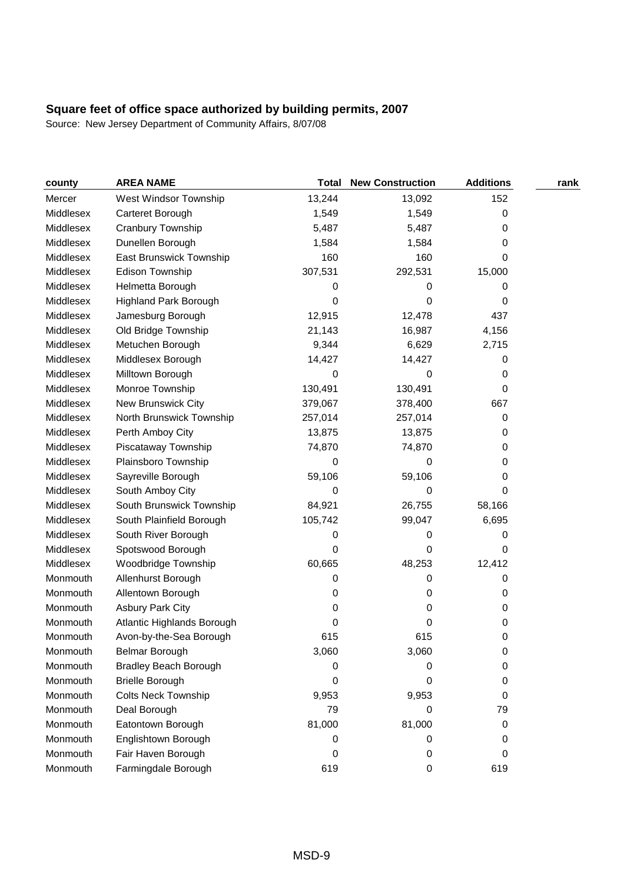**Square feet of office space authorized by building permits, 2007**

Source: New Jersey Department of Community Affairs, 8/07/08

| county | AREA NAME | Total | New Construction | Additions | rank |
|---|---|---|---|---|---|
| Mercer | West Windsor Township | 13,244 | 13,092 | 152 | |
| Middlesex | Carteret Borough | 1,549 | 1,549 | 0 | |
| Middlesex | Cranbury Township | 5,487 | 5,487 | 0 | |
| Middlesex | Dunellen Borough | 1,584 | 1,584 | 0 | |
| Middlesex | East Brunswick Township | 160 | 160 | 0 | |
| Middlesex | Edison Township | 307,531 | 292,531 | 15,000 | |
| Middlesex | Helmetta Borough | 0 | 0 | 0 | |
| Middlesex | Highland Park Borough | 0 | 0 | 0 | |
| Middlesex | Jamesburg Borough | 12,915 | 12,478 | 437 | |
| Middlesex | Old Bridge Township | 21,143 | 16,987 | 4,156 | |
| Middlesex | Metuchen Borough | 9,344 | 6,629 | 2,715 | |
| Middlesex | Middlesex Borough | 14,427 | 14,427 | 0 | |
| Middlesex | Milltown Borough | 0 | 0 | 0 | |
| Middlesex | Monroe Township | 130,491 | 130,491 | 0 | |
| Middlesex | New Brunswick City | 379,067 | 378,400 | 667 | |
| Middlesex | North Brunswick Township | 257,014 | 257,014 | 0 | |
| Middlesex | Perth Amboy City | 13,875 | 13,875 | 0 | |
| Middlesex | Piscataway Township | 74,870 | 74,870 | 0 | |
| Middlesex | Plainsboro Township | 0 | 0 | 0 | |
| Middlesex | Sayreville Borough | 59,106 | 59,106 | 0 | |
| Middlesex | South Amboy City | 0 | 0 | 0 | |
| Middlesex | South Brunswick Township | 84,921 | 26,755 | 58,166 | |
| Middlesex | South Plainfield Borough | 105,742 | 99,047 | 6,695 | |
| Middlesex | South River Borough | 0 | 0 | 0 | |
| Middlesex | Spotswood Borough | 0 | 0 | 0 | |
| Middlesex | Woodbridge Township | 60,665 | 48,253 | 12,412 | |
| Monmouth | Allenhurst Borough | 0 | 0 | 0 | |
| Monmouth | Allentown Borough | 0 | 0 | 0 | |
| Monmouth | Asbury Park City | 0 | 0 | 0 | |
| Monmouth | Atlantic Highlands Borough | 0 | 0 | 0 | |
| Monmouth | Avon-by-the-Sea Borough | 615 | 615 | 0 | |
| Monmouth | Belmar Borough | 3,060 | 3,060 | 0 | |
| Monmouth | Bradley Beach Borough | 0 | 0 | 0 | |
| Monmouth | Brielle Borough | 0 | 0 | 0 | |
| Monmouth | Colts Neck Township | 9,953 | 9,953 | 0 | |
| Monmouth | Deal Borough | 79 | 0 | 79 | |
| Monmouth | Eatontown Borough | 81,000 | 81,000 | 0 | |
| Monmouth | Englishtown Borough | 0 | 0 | 0 | |
| Monmouth | Fair Haven Borough | 0 | 0 | 0 | |
| Monmouth | Farmingdale Borough | 619 | 0 | 619 | |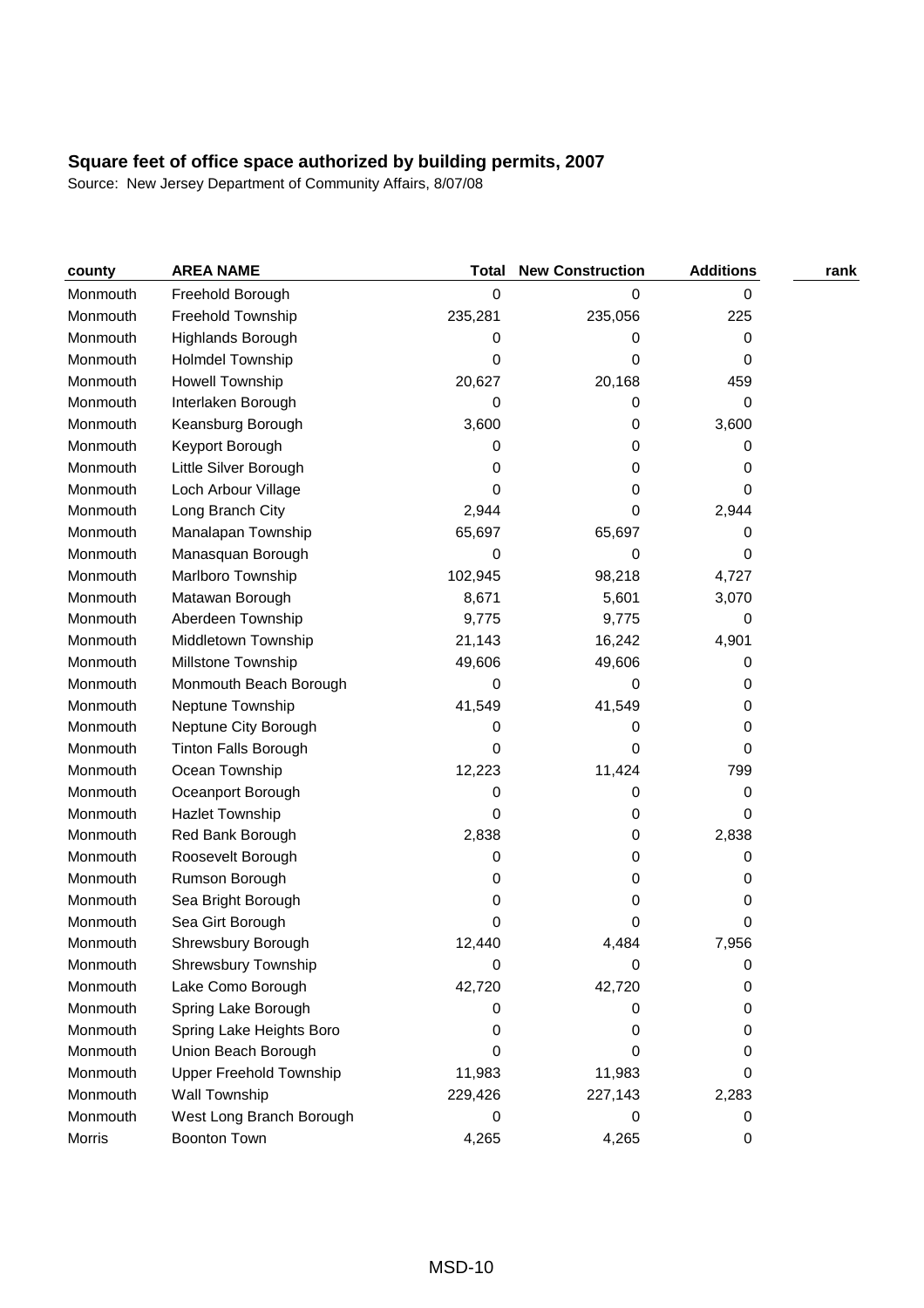## Square feet of office space authorized by building permits, 2007

Source: New Jersey Department of Community Affairs, 8/07/08

| county | AREA NAME | Total | New Construction | Additions | rank |
|---|---|---|---|---|---|
| Monmouth | Freehold Borough | 0 | 0 | 0 | |
| Monmouth | Freehold Township | 235,281 | 235,056 | 225 | |
| Monmouth | Highlands Borough | 0 | 0 | 0 | |
| Monmouth | Holmdel Township | 0 | 0 | 0 | |
| Monmouth | Howell Township | 20,627 | 20,168 | 459 | |
| Monmouth | Interlaken Borough | 0 | 0 | 0 | |
| Monmouth | Keansburg Borough | 3,600 | 0 | 3,600 | |
| Monmouth | Keyport Borough | 0 | 0 | 0 | |
| Monmouth | Little Silver Borough | 0 | 0 | 0 | |
| Monmouth | Loch Arbour Village | 0 | 0 | 0 | |
| Monmouth | Long Branch City | 2,944 | 0 | 2,944 | |
| Monmouth | Manalapan Township | 65,697 | 65,697 | 0 | |
| Monmouth | Manasquan Borough | 0 | 0 | 0 | |
| Monmouth | Marlboro Township | 102,945 | 98,218 | 4,727 | |
| Monmouth | Matawan Borough | 8,671 | 5,601 | 3,070 | |
| Monmouth | Aberdeen Township | 9,775 | 9,775 | 0 | |
| Monmouth | Middletown Township | 21,143 | 16,242 | 4,901 | |
| Monmouth | Millstone Township | 49,606 | 49,606 | 0 | |
| Monmouth | Monmouth Beach Borough | 0 | 0 | 0 | |
| Monmouth | Neptune Township | 41,549 | 41,549 | 0 | |
| Monmouth | Neptune City Borough | 0 | 0 | 0 | |
| Monmouth | Tinton Falls Borough | 0 | 0 | 0 | |
| Monmouth | Ocean Township | 12,223 | 11,424 | 799 | |
| Monmouth | Oceanport Borough | 0 | 0 | 0 | |
| Monmouth | Hazlet Township | 0 | 0 | 0 | |
| Monmouth | Red Bank Borough | 2,838 | 0 | 2,838 | |
| Monmouth | Roosevelt Borough | 0 | 0 | 0 | |
| Monmouth | Rumson Borough | 0 | 0 | 0 | |
| Monmouth | Sea Bright Borough | 0 | 0 | 0 | |
| Monmouth | Sea Girt Borough | 0 | 0 | 0 | |
| Monmouth | Shrewsbury Borough | 12,440 | 4,484 | 7,956 | |
| Monmouth | Shrewsbury Township | 0 | 0 | 0 | |
| Monmouth | Lake Como Borough | 42,720 | 42,720 | 0 | |
| Monmouth | Spring Lake Borough | 0 | 0 | 0 | |
| Monmouth | Spring Lake Heights Boro | 0 | 0 | 0 | |
| Monmouth | Union Beach Borough | 0 | 0 | 0 | |
| Monmouth | Upper Freehold Township | 11,983 | 11,983 | 0 | |
| Monmouth | Wall Township | 229,426 | 227,143 | 2,283 | |
| Monmouth | West Long Branch Borough | 0 | 0 | 0 | |
| Morris | Boonton Town | 4,265 | 4,265 | 0 | |

MSD-10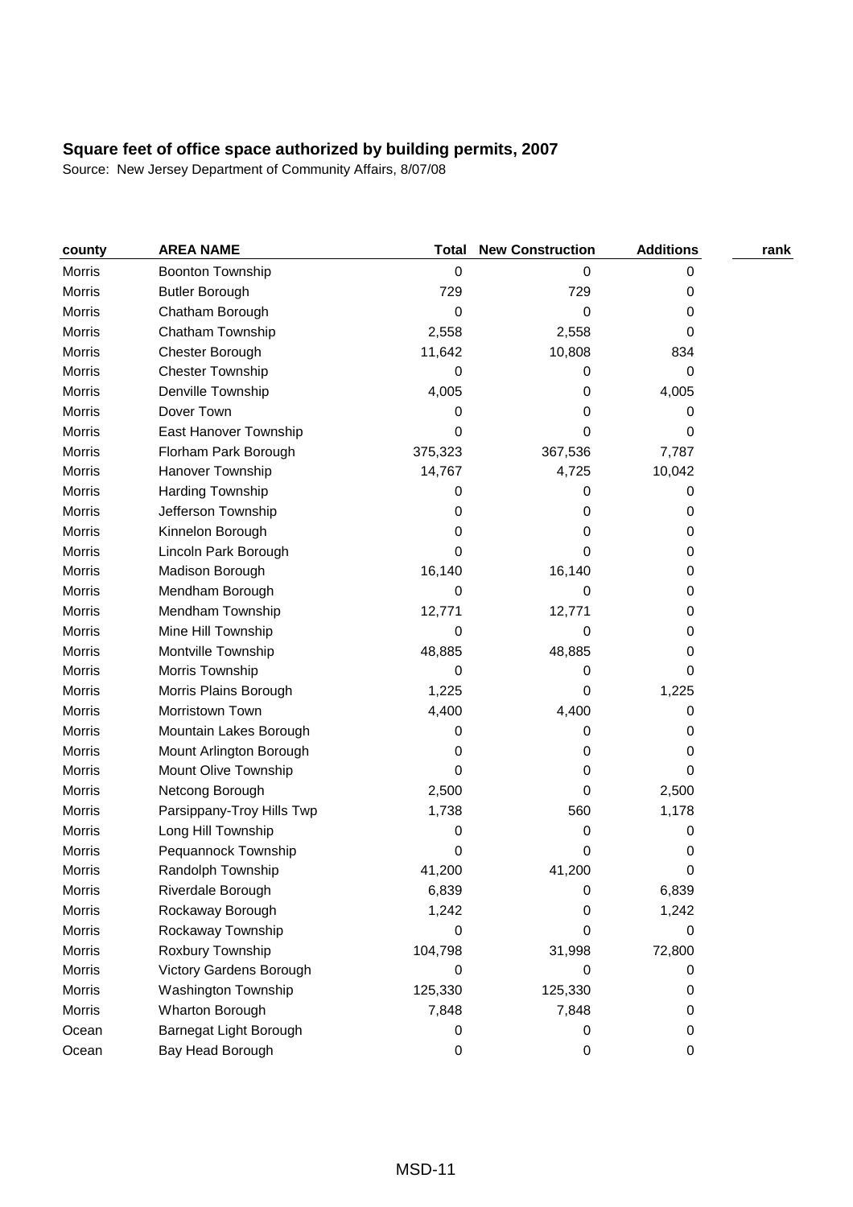**Square feet of office space authorized by building permits, 2007**

Source: New Jersey Department of Community Affairs, 8/07/08

| county | AREA NAME | Total | New Construction | Additions | rank |
|---|---|---|---|---|---|
| Morris | Boonton Township | 0 | 0 | 0 | |
| Morris | Butler Borough | 729 | 729 | 0 | |
| Morris | Chatham Borough | 0 | 0 | 0 | |
| Morris | Chatham Township | 2,558 | 2,558 | 0 | |
| Morris | Chester Borough | 11,642 | 10,808 | 834 | |
| Morris | Chester Township | 0 | 0 | 0 | |
| Morris | Denville Township | 4,005 | 0 | 4,005 | |
| Morris | Dover Town | 0 | 0 | 0 | |
| Morris | East Hanover Township | 0 | 0 | 0 | |
| Morris | Florham Park Borough | 375,323 | 367,536 | 7,787 | |
| Morris | Hanover Township | 14,767 | 4,725 | 10,042 | |
| Morris | Harding Township | 0 | 0 | 0 | |
| Morris | Jefferson Township | 0 | 0 | 0 | |
| Morris | Kinnelon Borough | 0 | 0 | 0 | |
| Morris | Lincoln Park Borough | 0 | 0 | 0 | |
| Morris | Madison Borough | 16,140 | 16,140 | 0 | |
| Morris | Mendham Borough | 0 | 0 | 0 | |
| Morris | Mendham Township | 12,771 | 12,771 | 0 | |
| Morris | Mine Hill Township | 0 | 0 | 0 | |
| Morris | Montville Township | 48,885 | 48,885 | 0 | |
| Morris | Morris Township | 0 | 0 | 0 | |
| Morris | Morris Plains Borough | 1,225 | 0 | 1,225 | |
| Morris | Morristown Town | 4,400 | 4,400 | 0 | |
| Morris | Mountain Lakes Borough | 0 | 0 | 0 | |
| Morris | Mount Arlington Borough | 0 | 0 | 0 | |
| Morris | Mount Olive Township | 0 | 0 | 0 | |
| Morris | Netcong Borough | 2,500 | 0 | 2,500 | |
| Morris | Parsippany-Troy Hills Twp | 1,738 | 560 | 1,178 | |
| Morris | Long Hill Township | 0 | 0 | 0 | |
| Morris | Pequannock Township | 0 | 0 | 0 | |
| Morris | Randolph Township | 41,200 | 41,200 | 0 | |
| Morris | Riverdale Borough | 6,839 | 0 | 6,839 | |
| Morris | Rockaway Borough | 1,242 | 0 | 1,242 | |
| Morris | Rockaway Township | 0 | 0 | 0 | |
| Morris | Roxbury Township | 104,798 | 31,998 | 72,800 | |
| Morris | Victory Gardens Borough | 0 | 0 | 0 | |
| Morris | Washington Township | 125,330 | 125,330 | 0 | |
| Morris | Wharton Borough | 7,848 | 7,848 | 0 | |
| Ocean | Barnegat Light Borough | 0 | 0 | 0 | |
| Ocean | Bay Head Borough | 0 | 0 | 0 | |

MSD-11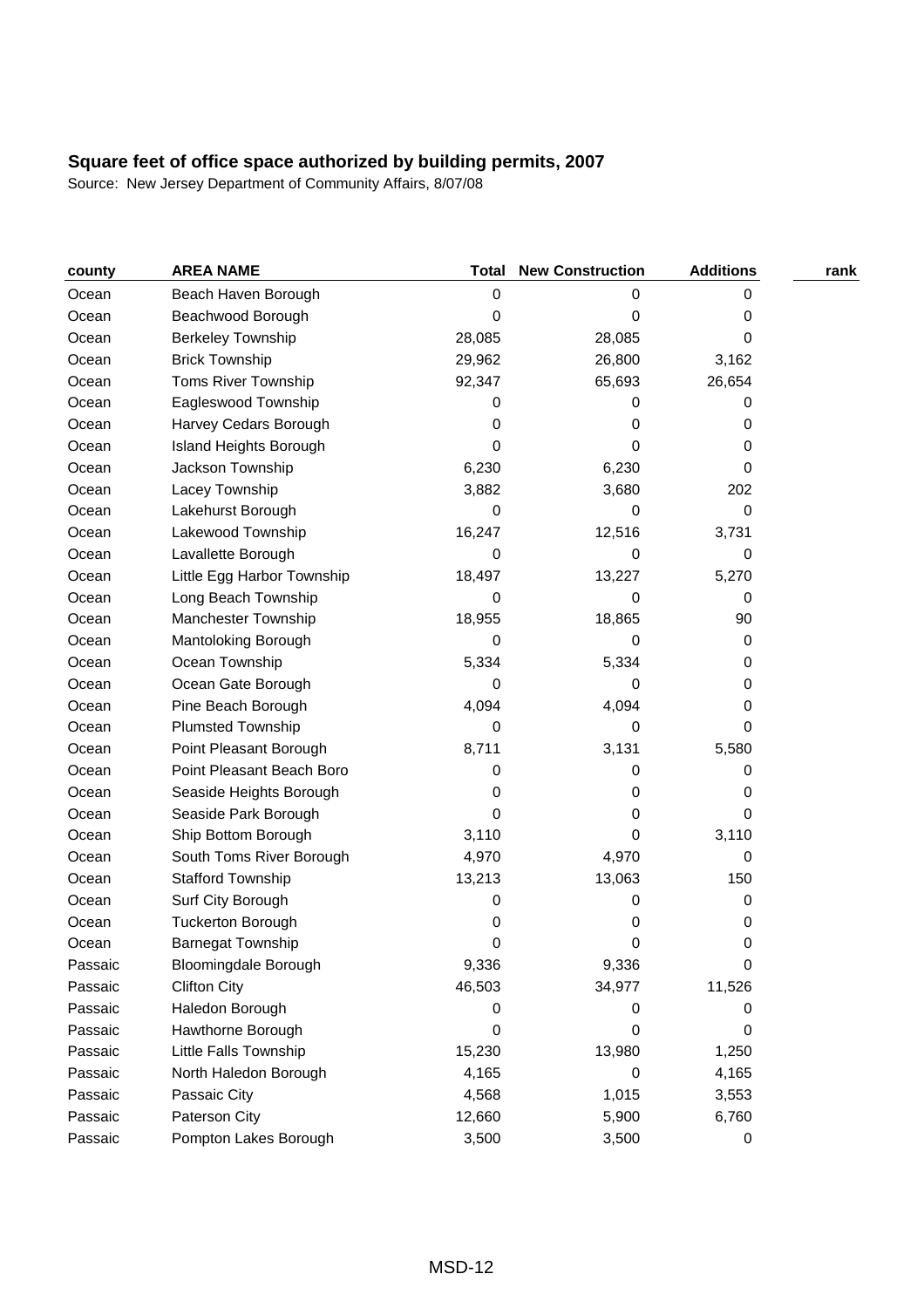## Square feet of office space authorized by building permits, 2007

Source: New Jersey Department of Community Affairs, 8/07/08

| county | AREA NAME | Total | New Construction | Additions | rank |
|---|---|---|---|---|---|
| Ocean | Beach Haven Borough | 0 | 0 | 0 | |
| Ocean | Beachwood Borough | 0 | 0 | 0 | |
| Ocean | Berkeley Township | 28,085 | 28,085 | 0 | |
| Ocean | Brick Township | 29,962 | 26,800 | 3,162 | |
| Ocean | Toms River Township | 92,347 | 65,693 | 26,654 | |
| Ocean | Eagleswood Township | 0 | 0 | 0 | |
| Ocean | Harvey Cedars Borough | 0 | 0 | 0 | |
| Ocean | Island Heights Borough | 0 | 0 | 0 | |
| Ocean | Jackson Township | 6,230 | 6,230 | 0 | |
| Ocean | Lacey Township | 3,882 | 3,680 | 202 | |
| Ocean | Lakehurst Borough | 0 | 0 | 0 | |
| Ocean | Lakewood Township | 16,247 | 12,516 | 3,731 | |
| Ocean | Lavallette Borough | 0 | 0 | 0 | |
| Ocean | Little Egg Harbor Township | 18,497 | 13,227 | 5,270 | |
| Ocean | Long Beach Township | 0 | 0 | 0 | |
| Ocean | Manchester Township | 18,955 | 18,865 | 90 | |
| Ocean | Mantoloking Borough | 0 | 0 | 0 | |
| Ocean | Ocean Township | 5,334 | 5,334 | 0 | |
| Ocean | Ocean Gate Borough | 0 | 0 | 0 | |
| Ocean | Pine Beach Borough | 4,094 | 4,094 | 0 | |
| Ocean | Plumsted Township | 0 | 0 | 0 | |
| Ocean | Point Pleasant Borough | 8,711 | 3,131 | 5,580 | |
| Ocean | Point Pleasant Beach Boro | 0 | 0 | 0 | |
| Ocean | Seaside Heights Borough | 0 | 0 | 0 | |
| Ocean | Seaside Park Borough | 0 | 0 | 0 | |
| Ocean | Ship Bottom Borough | 3,110 | 0 | 3,110 | |
| Ocean | South Toms River Borough | 4,970 | 4,970 | 0 | |
| Ocean | Stafford Township | 13,213 | 13,063 | 150 | |
| Ocean | Surf City Borough | 0 | 0 | 0 | |
| Ocean | Tuckerton Borough | 0 | 0 | 0 | |
| Ocean | Barnegat Township | 0 | 0 | 0 | |
| Passaic | Bloomingdale Borough | 9,336 | 9,336 | 0 | |
| Passaic | Clifton City | 46,503 | 34,977 | 11,526 | |
| Passaic | Haledon Borough | 0 | 0 | 0 | |
| Passaic | Hawthorne Borough | 0 | 0 | 0 | |
| Passaic | Little Falls Township | 15,230 | 13,980 | 1,250 | |
| Passaic | North Haledon Borough | 4,165 | 0 | 4,165 | |
| Passaic | Passaic City | 4,568 | 1,015 | 3,553 | |
| Passaic | Paterson City | 12,660 | 5,900 | 6,760 | |
| Passaic | Pompton Lakes Borough | 3,500 | 3,500 | 0 | |

MSD-12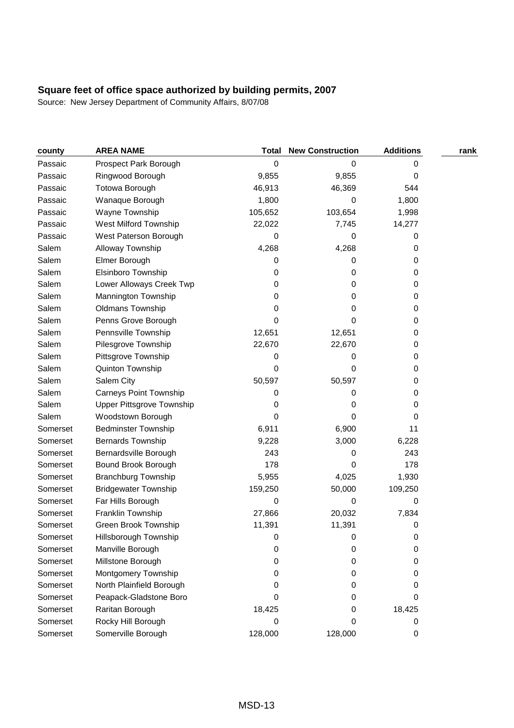**Square feet of office space authorized by building permits, 2007**

Source: New Jersey Department of Community Affairs, 8/07/08

| county | AREA NAME | Total | New Construction | Additions | rank |
|---|---|---|---|---|---|
| Passaic | Prospect Park Borough | 0 | 0 | 0 | |
| Passaic | Ringwood Borough | 9,855 | 9,855 | 0 | |
| Passaic | Totowa Borough | 46,913 | 46,369 | 544 | |
| Passaic | Wanaque Borough | 1,800 | 0 | 1,800 | |
| Passaic | Wayne Township | 105,652 | 103,654 | 1,998 | |
| Passaic | West Milford Township | 22,022 | 7,745 | 14,277 | |
| Passaic | West Paterson Borough | 0 | 0 | 0 | |
| Salem | Alloway Township | 4,268 | 4,268 | 0 | |
| Salem | Elmer Borough | 0 | 0 | 0 | |
| Salem | Elsinboro Township | 0 | 0 | 0 | |
| Salem | Lower Alloways Creek Twp | 0 | 0 | 0 | |
| Salem | Mannington Township | 0 | 0 | 0 | |
| Salem | Oldmans Township | 0 | 0 | 0 | |
| Salem | Penns Grove Borough | 0 | 0 | 0 | |
| Salem | Pennsville Township | 12,651 | 12,651 | 0 | |
| Salem | Pilesgrove Township | 22,670 | 22,670 | 0 | |
| Salem | Pittsgrove Township | 0 | 0 | 0 | |
| Salem | Quinton Township | 0 | 0 | 0 | |
| Salem | Salem City | 50,597 | 50,597 | 0 | |
| Salem | Carneys Point Township | 0 | 0 | 0 | |
| Salem | Upper Pittsgrove Township | 0 | 0 | 0 | |
| Salem | Woodstown Borough | 0 | 0 | 0 | |
| Somerset | Bedminster Township | 6,911 | 6,900 | 11 | |
| Somerset | Bernards Township | 9,228 | 3,000 | 6,228 | |
| Somerset | Bernardsville Borough | 243 | 0 | 243 | |
| Somerset | Bound Brook Borough | 178 | 0 | 178 | |
| Somerset | Branchburg Township | 5,955 | 4,025 | 1,930 | |
| Somerset | Bridgewater Township | 159,250 | 50,000 | 109,250 | |
| Somerset | Far Hills Borough | 0 | 0 | 0 | |
| Somerset | Franklin Township | 27,866 | 20,032 | 7,834 | |
| Somerset | Green Brook Township | 11,391 | 11,391 | 0 | |
| Somerset | Hillsborough Township | 0 | 0 | 0 | |
| Somerset | Manville Borough | 0 | 0 | 0 | |
| Somerset | Millstone Borough | 0 | 0 | 0 | |
| Somerset | Montgomery Township | 0 | 0 | 0 | |
| Somerset | North Plainfield Borough | 0 | 0 | 0 | |
| Somerset | Peapack-Gladstone Boro | 0 | 0 | 0 | |
| Somerset | Raritan Borough | 18,425 | 0 | 18,425 | |
| Somerset | Rocky Hill Borough | 0 | 0 | 0 | |
| Somerset | Somerville Borough | 128,000 | 128,000 | 0 | |

MSD-13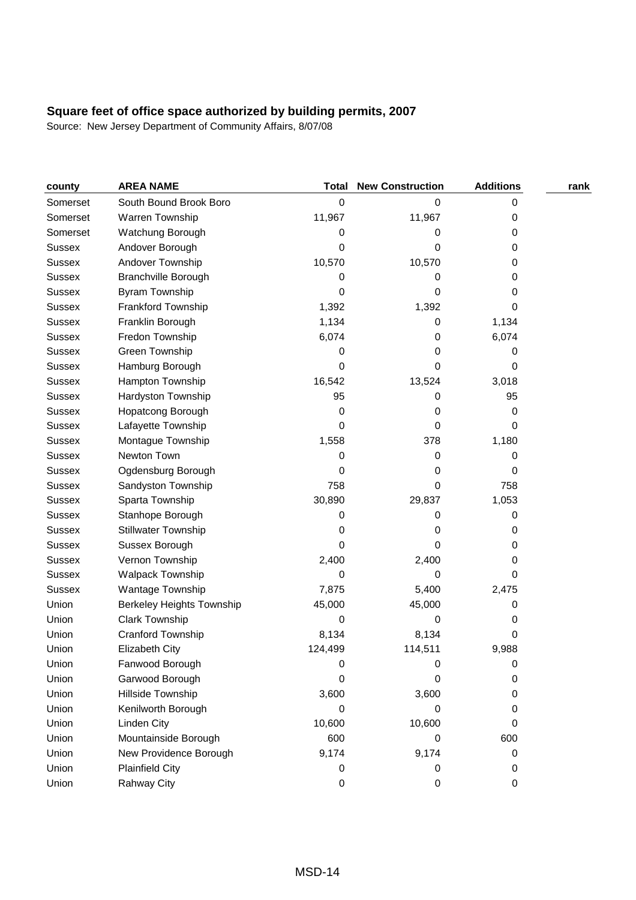**Square feet of office space authorized by building permits, 2007**

Source: New Jersey Department of Community Affairs, 8/07/08

| county | AREA NAME | Total | New Construction | Additions | rank |
|---|---|---|---|---|---|
| Somerset | South Bound Brook Boro | 0 | 0 | 0 | |
| Somerset | Warren Township | 11,967 | 11,967 | 0 | |
| Somerset | Watchung Borough | 0 | 0 | 0 | |
| Sussex | Andover Borough | 0 | 0 | 0 | |
| Sussex | Andover Township | 10,570 | 10,570 | 0 | |
| Sussex | Branchville Borough | 0 | 0 | 0 | |
| Sussex | Byram Township | 0 | 0 | 0 | |
| Sussex | Frankford Township | 1,392 | 1,392 | 0 | |
| Sussex | Franklin Borough | 1,134 | 0 | 1,134 | |
| Sussex | Fredon Township | 6,074 | 0 | 6,074 | |
| Sussex | Green Township | 0 | 0 | 0 | |
| Sussex | Hamburg Borough | 0 | 0 | 0 | |
| Sussex | Hampton Township | 16,542 | 13,524 | 3,018 | |
| Sussex | Hardyston Township | 95 | 0 | 95 | |
| Sussex | Hopatcong Borough | 0 | 0 | 0 | |
| Sussex | Lafayette Township | 0 | 0 | 0 | |
| Sussex | Montague Township | 1,558 | 378 | 1,180 | |
| Sussex | Newton Town | 0 | 0 | 0 | |
| Sussex | Ogdensburg Borough | 0 | 0 | 0 | |
| Sussex | Sandyston Township | 758 | 0 | 758 | |
| Sussex | Sparta Township | 30,890 | 29,837 | 1,053 | |
| Sussex | Stanhope Borough | 0 | 0 | 0 | |
| Sussex | Stillwater Township | 0 | 0 | 0 | |
| Sussex | Sussex Borough | 0 | 0 | 0 | |
| Sussex | Vernon Township | 2,400 | 2,400 | 0 | |
| Sussex | Walpack Township | 0 | 0 | 0 | |
| Sussex | Wantage Township | 7,875 | 5,400 | 2,475 | |
| Union | Berkeley Heights Township | 45,000 | 45,000 | 0 | |
| Union | Clark Township | 0 | 0 | 0 | |
| Union | Cranford Township | 8,134 | 8,134 | 0 | |
| Union | Elizabeth City | 124,499 | 114,511 | 9,988 | |
| Union | Fanwood Borough | 0 | 0 | 0 | |
| Union | Garwood Borough | 0 | 0 | 0 | |
| Union | Hillside Township | 3,600 | 3,600 | 0 | |
| Union | Kenilworth Borough | 0 | 0 | 0 | |
| Union | Linden City | 10,600 | 10,600 | 0 | |
| Union | Mountainside Borough | 600 | 0 | 600 | |
| Union | New Providence Borough | 9,174 | 9,174 | 0 | |
| Union | Plainfield City | 0 | 0 | 0 | |
| Union | Rahway City | 0 | 0 | 0 | |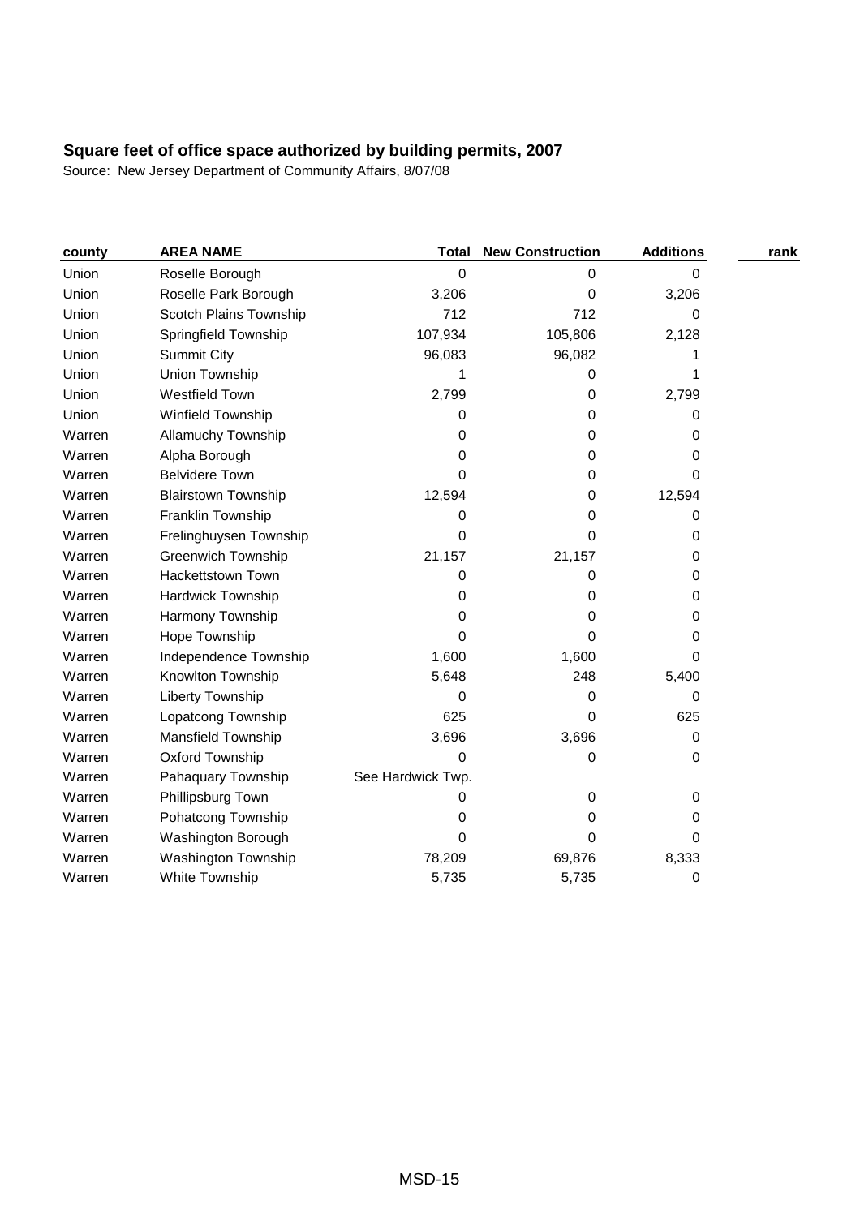**Square feet of office space authorized by building permits, 2007**

Source: New Jersey Department of Community Affairs, 8/07/08

| county | AREA NAME | Total | New Construction | Additions | rank |
|---|---|---|---|---|---|
| Union | Roselle Borough | 0 | 0 | 0 | |
| Union | Roselle Park Borough | 3,206 | 0 | 3,206 | |
| Union | Scotch Plains Township | 712 | 712 | 0 | |
| Union | Springfield Township | 107,934 | 105,806 | 2,128 | |
| Union | Summit City | 96,083 | 96,082 | 1 | |
| Union | Union Township | 1 | 0 | 1 | |
| Union | Westfield Town | 2,799 | 0 | 2,799 | |
| Union | Winfield Township | 0 | 0 | 0 | |
| Warren | Allamuchy Township | 0 | 0 | 0 | |
| Warren | Alpha Borough | 0 | 0 | 0 | |
| Warren | Belvidere Town | 0 | 0 | 0 | |
| Warren | Blairstown Township | 12,594 | 0 | 12,594 | |
| Warren | Franklin Township | 0 | 0 | 0 | |
| Warren | Frelinghuysen Township | 0 | 0 | 0 | |
| Warren | Greenwich Township | 21,157 | 21,157 | 0 | |
| Warren | Hackettstown Town | 0 | 0 | 0 | |
| Warren | Hardwick Township | 0 | 0 | 0 | |
| Warren | Harmony Township | 0 | 0 | 0 | |
| Warren | Hope Township | 0 | 0 | 0 | |
| Warren | Independence Township | 1,600 | 1,600 | 0 | |
| Warren | Knowlton Township | 5,648 | 248 | 5,400 | |
| Warren | Liberty Township | 0 | 0 | 0 | |
| Warren | Lopatcong Township | 625 | 0 | 625 | |
| Warren | Mansfield Township | 3,696 | 3,696 | 0 | |
| Warren | Oxford Township | 0 | 0 | 0 | |
| Warren | Pahaquary Township | See Hardwick Twp. | | | |
| Warren | Phillipsburg Town | 0 | 0 | 0 | |
| Warren | Pohatcong Township | 0 | 0 | 0 | |
| Warren | Washington Borough | 0 | 0 | 0 | |
| Warren | Washington Township | 78,209 | 69,876 | 8,333 | |
| Warren | White Township | 5,735 | 5,735 | 0 | |

MSD-15